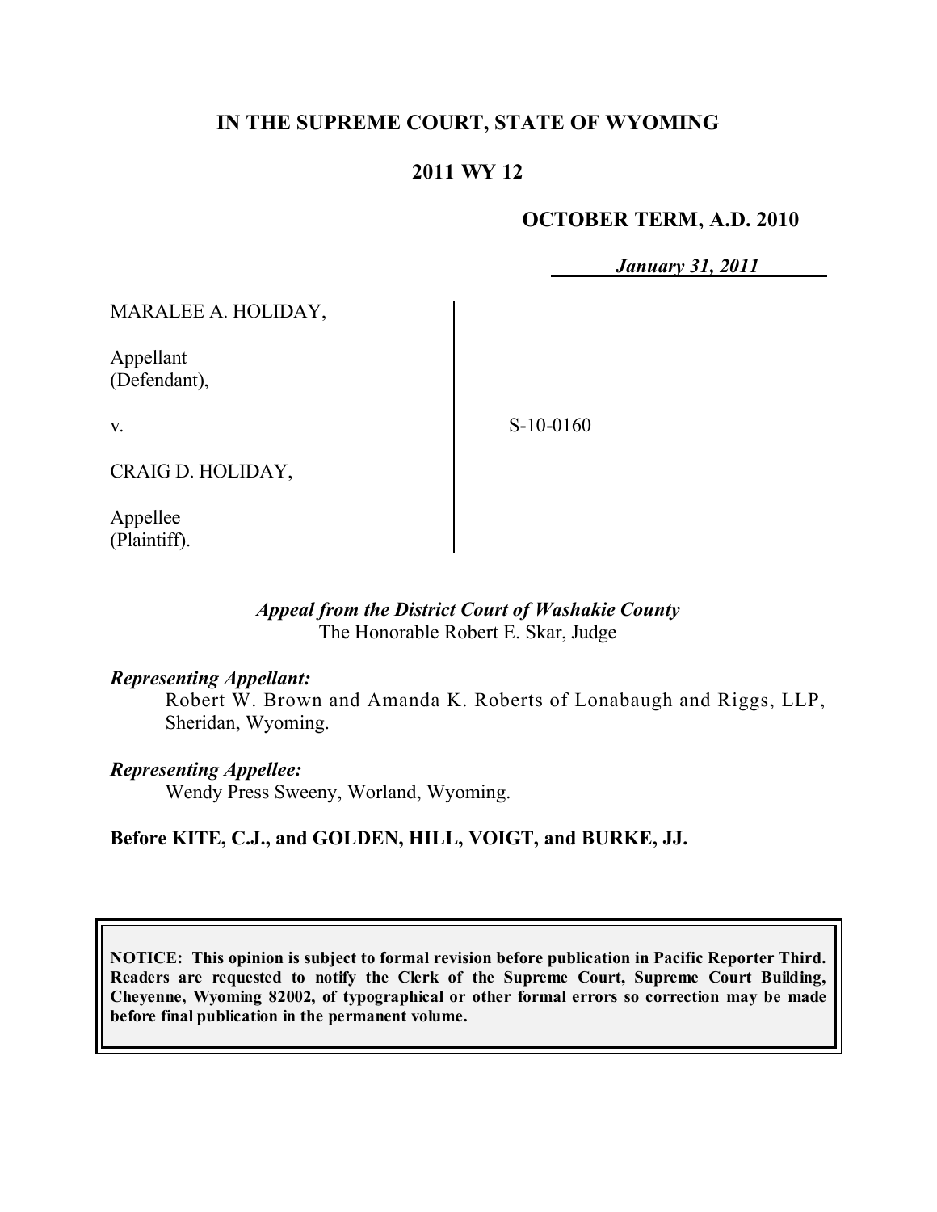**IN THE SUPREME COURT, STATE OF WYOMING**

**2011 WY 12**

**OCTOBER TERM, A.D. 2010**

***January 31, 2011***

| | |
|---|---|
| MARALEE A. HOLIDAY,<br><br>Appellant<br>(Defendant),<br><br>v.<br><br>CRAIG D. HOLIDAY,<br><br>Appellee<br>(Plaintiff). | S-10-0160 |

*Appeal from the District Court of Washakie County*
The Honorable Robert E. Skar, Judge

***Representing Appellant:***
Robert W. Brown and Amanda K. Roberts of Lonabaugh and Riggs, LLP, Sheridan, Wyoming.

***Representing Appellee:***
Wendy Press Sweeny, Worland, Wyoming.

**Before KITE, C.J., and GOLDEN, HILL, VOIGT, and BURKE, JJ.**

**NOTICE: This opinion is subject to formal revision before publication in Pacific Reporter Third. Readers are requested to notify the Clerk of the Supreme Court, Supreme Court Building, Cheyenne, Wyoming 82002, of typographical or other formal errors so correction may be made before final publication in the permanent volume.**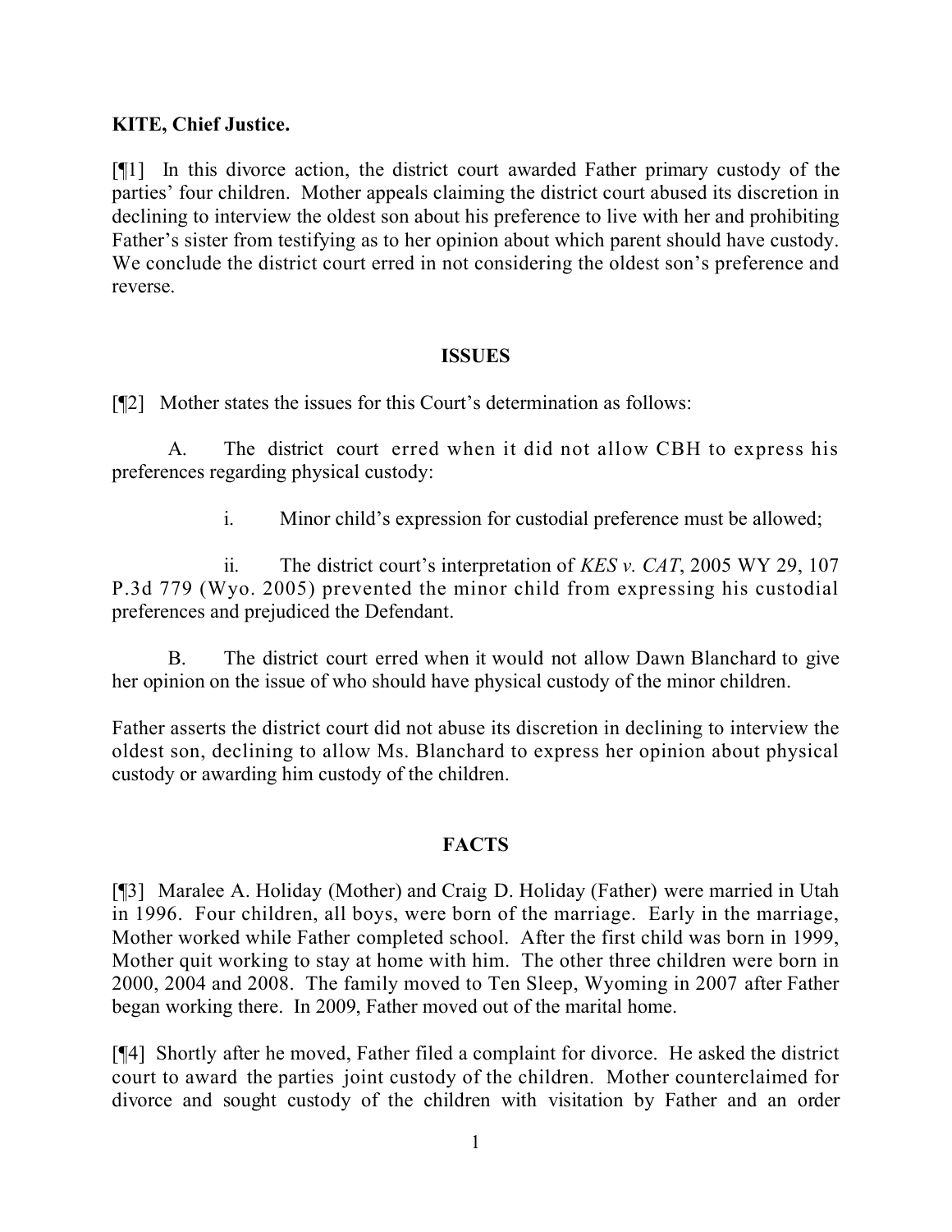**KITE, Chief Justice.**

[¶1] In this divorce action, the district court awarded Father primary custody of the parties' four children. Mother appeals claiming the district court abused its discretion in declining to interview the oldest son about his preference to live with her and prohibiting Father's sister from testifying as to her opinion about which parent should have custody. We conclude the district court erred in not considering the oldest son's preference and reverse.

## ISSUES

[¶2] Mother states the issues for this Court's determination as follows:

A. The district court erred when it did not allow CBH to express his preferences regarding physical custody:

i. Minor child's expression for custodial preference must be allowed;

ii. The district court's interpretation of *KES v. CAT*, 2005 WY 29, 107 P.3d 779 (Wyo. 2005) prevented the minor child from expressing his custodial preferences and prejudiced the Defendant.

B. The district court erred when it would not allow Dawn Blanchard to give her opinion on the issue of who should have physical custody of the minor children.

Father asserts the district court did not abuse its discretion in declining to interview the oldest son, declining to allow Ms. Blanchard to express her opinion about physical custody or awarding him custody of the children.

## FACTS

[¶3] Maralee A. Holiday (Mother) and Craig D. Holiday (Father) were married in Utah in 1996. Four children, all boys, were born of the marriage. Early in the marriage, Mother worked while Father completed school. After the first child was born in 1999, Mother quit working to stay at home with him. The other three children were born in 2000, 2004 and 2008. The family moved to Ten Sleep, Wyoming in 2007 after Father began working there. In 2009, Father moved out of the marital home.

[¶4] Shortly after he moved, Father filed a complaint for divorce. He asked the district court to award the parties joint custody of the children. Mother counterclaimed for divorce and sought custody of the children with visitation by Father and an order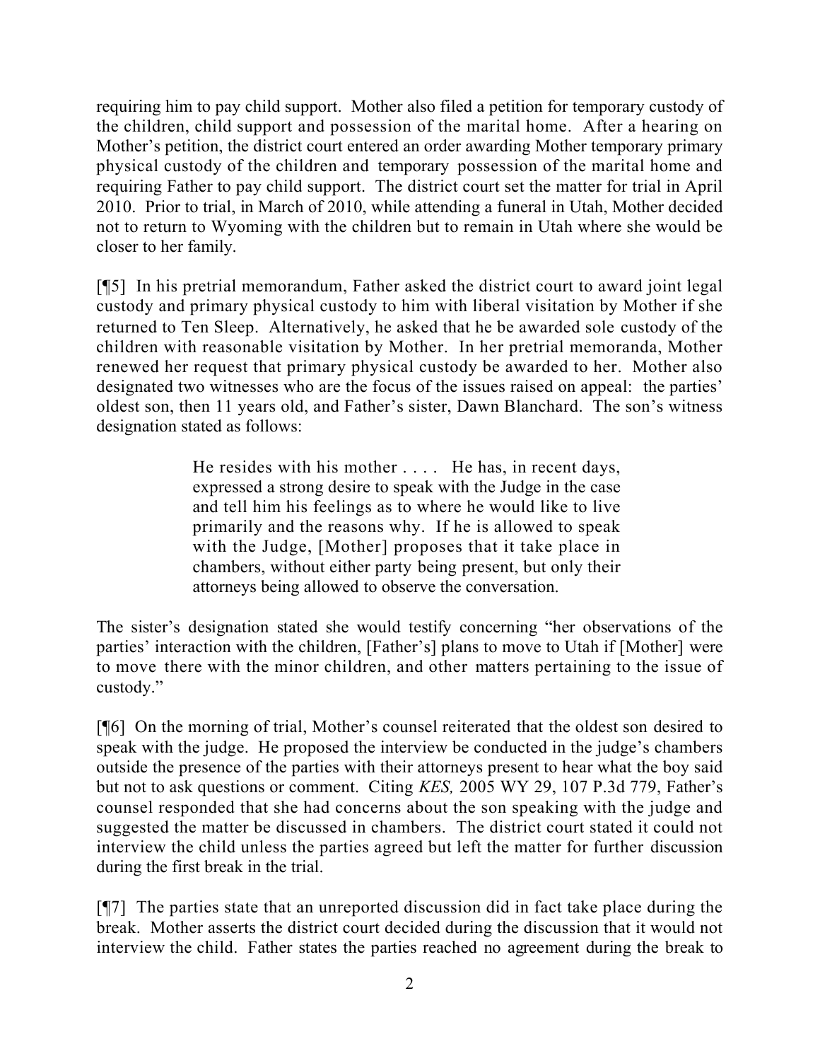requiring him to pay child support. Mother also filed a petition for temporary custody of the children, child support and possession of the marital home. After a hearing on Mother's petition, the district court entered an order awarding Mother temporary primary physical custody of the children and temporary possession of the marital home and requiring Father to pay child support. The district court set the matter for trial in April 2010. Prior to trial, in March of 2010, while attending a funeral in Utah, Mother decided not to return to Wyoming with the children but to remain in Utah where she would be closer to her family.

[¶5] In his pretrial memorandum, Father asked the district court to award joint legal custody and primary physical custody to him with liberal visitation by Mother if she returned to Ten Sleep. Alternatively, he asked that he be awarded sole custody of the children with reasonable visitation by Mother. In her pretrial memoranda, Mother renewed her request that primary physical custody be awarded to her. Mother also designated two witnesses who are the focus of the issues raised on appeal: the parties' oldest son, then 11 years old, and Father's sister, Dawn Blanchard. The son's witness designation stated as follows:

> He resides with his mother . . . . He has, in recent days, expressed a strong desire to speak with the Judge in the case and tell him his feelings as to where he would like to live primarily and the reasons why. If he is allowed to speak with the Judge, [Mother] proposes that it take place in chambers, without either party being present, but only their attorneys being allowed to observe the conversation.

The sister's designation stated she would testify concerning "her observations of the parties' interaction with the children, [Father's] plans to move to Utah if [Mother] were to move there with the minor children, and other matters pertaining to the issue of custody."

[¶6] On the morning of trial, Mother's counsel reiterated that the oldest son desired to speak with the judge. He proposed the interview be conducted in the judge's chambers outside the presence of the parties with their attorneys present to hear what the boy said but not to ask questions or comment. Citing *KES,* 2005 WY 29, 107 P.3d 779, Father's counsel responded that she had concerns about the son speaking with the judge and suggested the matter be discussed in chambers. The district court stated it could not interview the child unless the parties agreed but left the matter for further discussion during the first break in the trial.

[¶7] The parties state that an unreported discussion did in fact take place during the break. Mother asserts the district court decided during the discussion that it would not interview the child. Father states the parties reached no agreement during the break to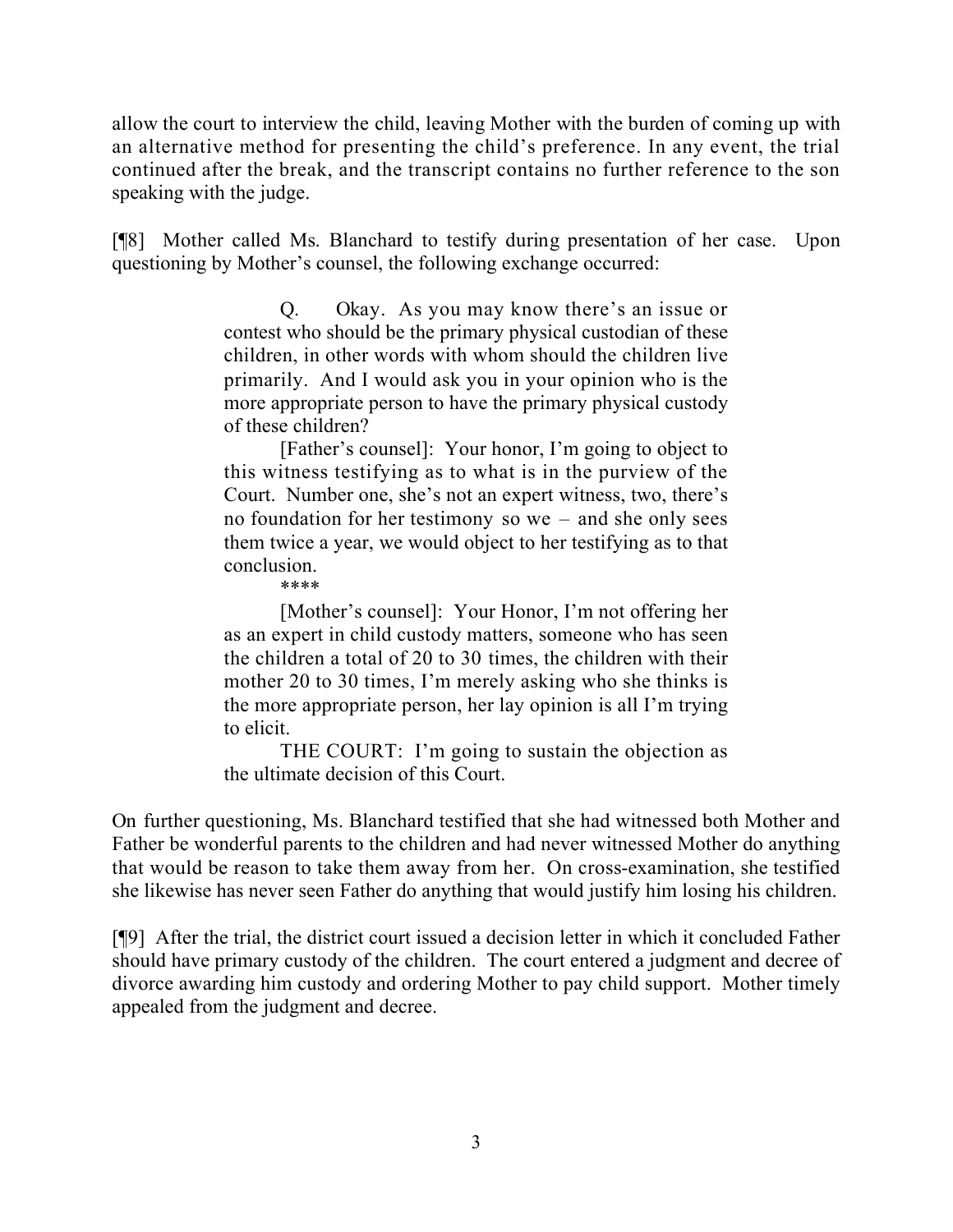allow the court to interview the child, leaving Mother with the burden of coming up with an alternative method for presenting the child's preference. In any event, the trial continued after the break, and the transcript contains no further reference to the son speaking with the judge.

[¶8] Mother called Ms. Blanchard to testify during presentation of her case. Upon questioning by Mother's counsel, the following exchange occurred:

> Q. Okay. As you may know there's an issue or contest who should be the primary physical custodian of these children, in other words with whom should the children live primarily. And I would ask you in your opinion who is the more appropriate person to have the primary physical custody of these children?
>
> [Father's counsel]: Your honor, I'm going to object to this witness testifying as to what is in the purview of the Court. Number one, she's not an expert witness, two, there's no foundation for her testimony so we – and she only sees them twice a year, we would object to her testifying as to that conclusion.
>
> ****
>
> [Mother's counsel]: Your Honor, I'm not offering her as an expert in child custody matters, someone who has seen the children a total of 20 to 30 times, the children with their mother 20 to 30 times, I'm merely asking who she thinks is the more appropriate person, her lay opinion is all I'm trying to elicit.
>
> THE COURT: I'm going to sustain the objection as the ultimate decision of this Court.

On further questioning, Ms. Blanchard testified that she had witnessed both Mother and Father be wonderful parents to the children and had never witnessed Mother do anything that would be reason to take them away from her. On cross-examination, she testified she likewise has never seen Father do anything that would justify him losing his children.

[¶9] After the trial, the district court issued a decision letter in which it concluded Father should have primary custody of the children. The court entered a judgment and decree of divorce awarding him custody and ordering Mother to pay child support. Mother timely appealed from the judgment and decree.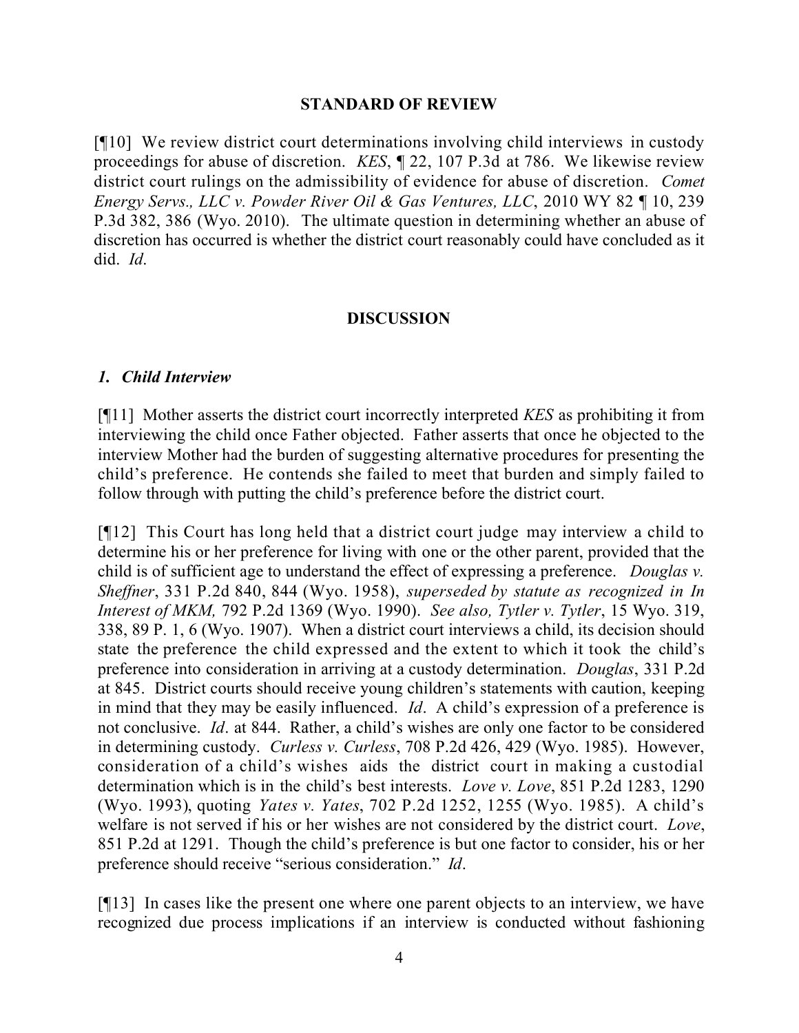## STANDARD OF REVIEW

[¶10] We review district court determinations involving child interviews in custody proceedings for abuse of discretion. *KES*, ¶ 22, 107 P.3d at 786. We likewise review district court rulings on the admissibility of evidence for abuse of discretion. *Comet Energy Servs., LLC v. Powder River Oil & Gas Ventures, LLC*, 2010 WY 82 ¶ 10, 239 P.3d 382, 386 (Wyo. 2010). The ultimate question in determining whether an abuse of discretion has occurred is whether the district court reasonably could have concluded as it did. *Id*.

## DISCUSSION

### *1. Child Interview*

[¶11] Mother asserts the district court incorrectly interpreted *KES* as prohibiting it from interviewing the child once Father objected. Father asserts that once he objected to the interview Mother had the burden of suggesting alternative procedures for presenting the child's preference. He contends she failed to meet that burden and simply failed to follow through with putting the child's preference before the district court.

[¶12] This Court has long held that a district court judge may interview a child to determine his or her preference for living with one or the other parent, provided that the child is of sufficient age to understand the effect of expressing a preference. *Douglas v. Sheffner*, 331 P.2d 840, 844 (Wyo. 1958), *superseded by statute as recognized in In Interest of MKM,* 792 P.2d 1369 (Wyo. 1990). *See also, Tytler v. Tytler*, 15 Wyo. 319, 338, 89 P. 1, 6 (Wyo. 1907). When a district court interviews a child, its decision should state the preference the child expressed and the extent to which it took the child's preference into consideration in arriving at a custody determination. *Douglas*, 331 P.2d at 845. District courts should receive young children's statements with caution, keeping in mind that they may be easily influenced. *Id*. A child's expression of a preference is not conclusive. *Id*. at 844. Rather, a child's wishes are only one factor to be considered in determining custody. *Curless v. Curless*, 708 P.2d 426, 429 (Wyo. 1985). However, consideration of a child's wishes aids the district court in making a custodial determination which is in the child's best interests. *Love v. Love*, 851 P.2d 1283, 1290 (Wyo. 1993), quoting *Yates v. Yates*, 702 P.2d 1252, 1255 (Wyo. 1985). A child's welfare is not served if his or her wishes are not considered by the district court. *Love*, 851 P.2d at 1291. Though the child's preference is but one factor to consider, his or her preference should receive "serious consideration." *Id*.

[¶13] In cases like the present one where one parent objects to an interview, we have recognized due process implications if an interview is conducted without fashioning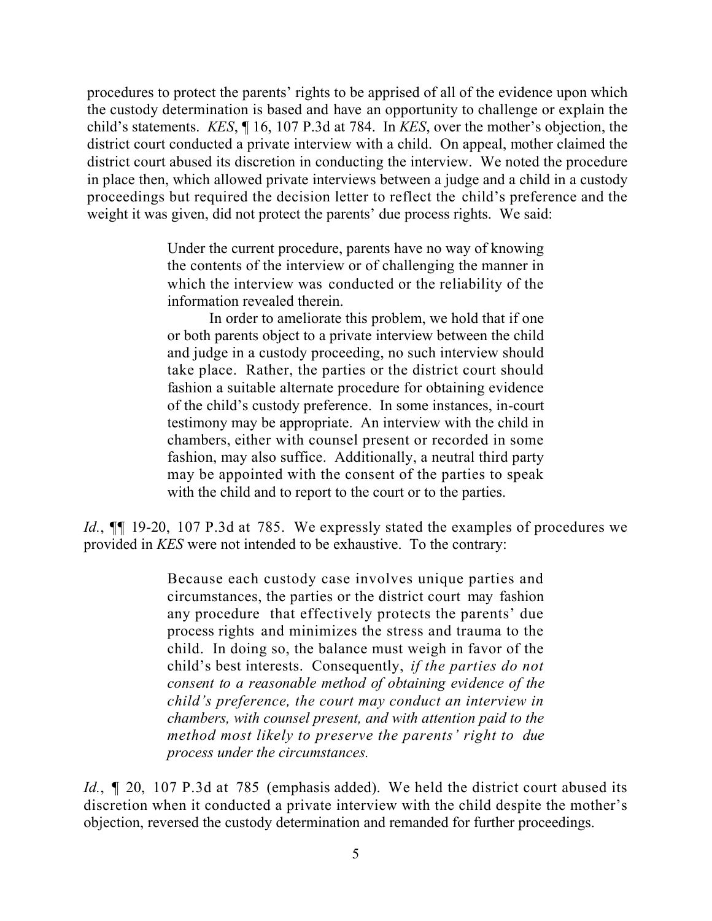procedures to protect the parents' rights to be apprised of all of the evidence upon which the custody determination is based and have an opportunity to challenge or explain the child's statements. *KES*, ¶ 16, 107 P.3d at 784. In *KES*, over the mother's objection, the district court conducted a private interview with a child. On appeal, mother claimed the district court abused its discretion in conducting the interview. We noted the procedure in place then, which allowed private interviews between a judge and a child in a custody proceedings but required the decision letter to reflect the child's preference and the weight it was given, did not protect the parents' due process rights. We said:

> Under the current procedure, parents have no way of knowing the contents of the interview or of challenging the manner in which the interview was conducted or the reliability of the information revealed therein.
>
> In order to ameliorate this problem, we hold that if one or both parents object to a private interview between the child and judge in a custody proceeding, no such interview should take place. Rather, the parties or the district court should fashion a suitable alternate procedure for obtaining evidence of the child's custody preference. In some instances, in-court testimony may be appropriate. An interview with the child in chambers, either with counsel present or recorded in some fashion, may also suffice. Additionally, a neutral third party may be appointed with the consent of the parties to speak with the child and to report to the court or to the parties.

*Id.*, ¶¶ 19-20, 107 P.3d at 785. We expressly stated the examples of procedures we provided in *KES* were not intended to be exhaustive. To the contrary:

> Because each custody case involves unique parties and circumstances, the parties or the district court may fashion any procedure that effectively protects the parents' due process rights and minimizes the stress and trauma to the child. In doing so, the balance must weigh in favor of the child's best interests. Consequently, *if the parties do not consent to a reasonable method of obtaining evidence of the child's preference, the court may conduct an interview in chambers, with counsel present, and with attention paid to the method most likely to preserve the parents' right to due process under the circumstances.*

*Id.*, ¶ 20, 107 P.3d at 785 (emphasis added). We held the district court abused its discretion when it conducted a private interview with the child despite the mother's objection, reversed the custody determination and remanded for further proceedings.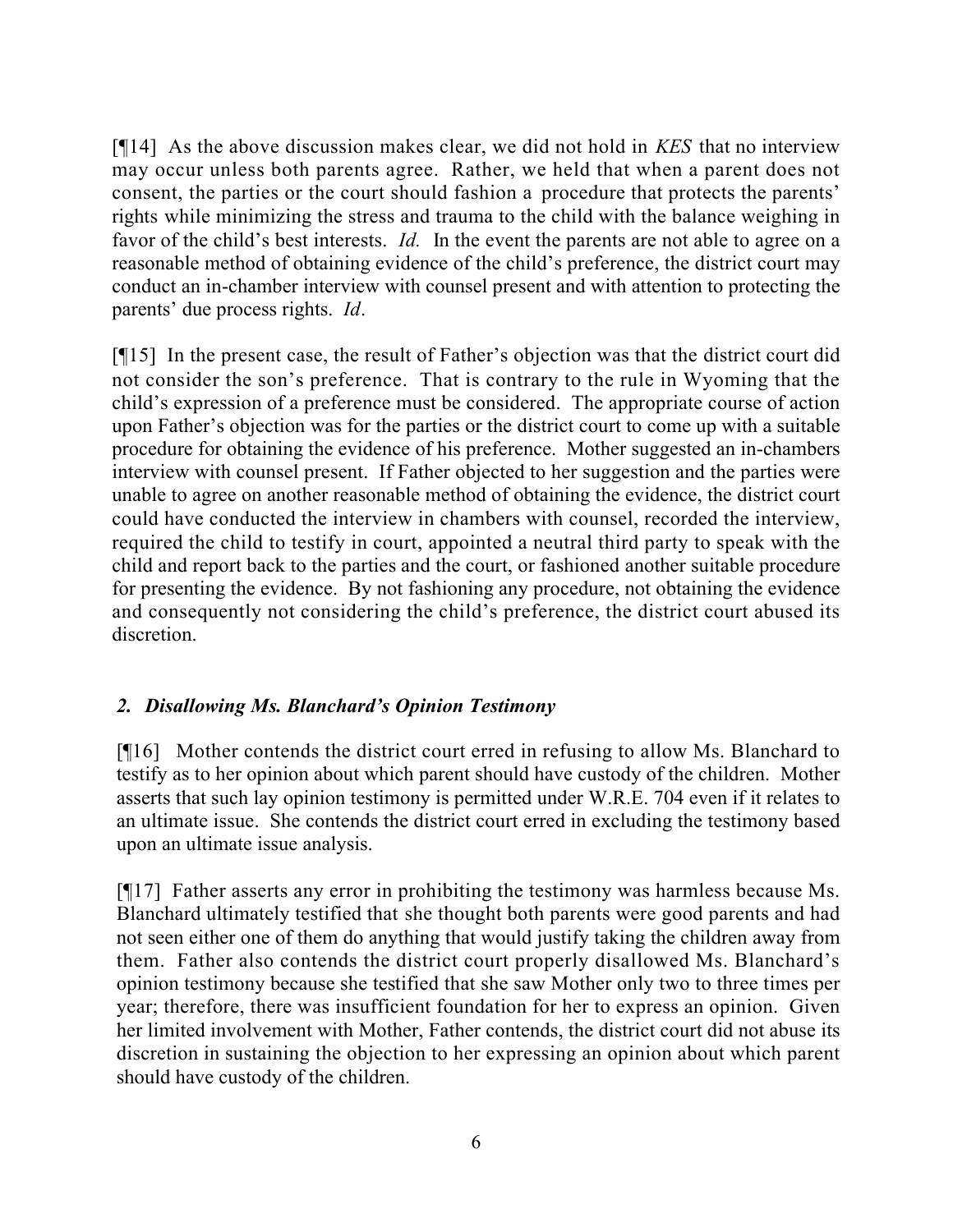[¶14] As the above discussion makes clear, we did not hold in *KES* that no interview may occur unless both parents agree. Rather, we held that when a parent does not consent, the parties or the court should fashion a procedure that protects the parents' rights while minimizing the stress and trauma to the child with the balance weighing in favor of the child's best interests. *Id.* In the event the parents are not able to agree on a reasonable method of obtaining evidence of the child's preference, the district court may conduct an in-chamber interview with counsel present and with attention to protecting the parents' due process rights. *Id*.

[¶15] In the present case, the result of Father's objection was that the district court did not consider the son's preference. That is contrary to the rule in Wyoming that the child's expression of a preference must be considered. The appropriate course of action upon Father's objection was for the parties or the district court to come up with a suitable procedure for obtaining the evidence of his preference. Mother suggested an in-chambers interview with counsel present. If Father objected to her suggestion and the parties were unable to agree on another reasonable method of obtaining the evidence, the district court could have conducted the interview in chambers with counsel, recorded the interview, required the child to testify in court, appointed a neutral third party to speak with the child and report back to the parties and the court, or fashioned another suitable procedure for presenting the evidence. By not fashioning any procedure, not obtaining the evidence and consequently not considering the child's preference, the district court abused its discretion.

### *2. Disallowing Ms. Blanchard's Opinion Testimony*

[¶16] Mother contends the district court erred in refusing to allow Ms. Blanchard to testify as to her opinion about which parent should have custody of the children. Mother asserts that such lay opinion testimony is permitted under W.R.E. 704 even if it relates to an ultimate issue. She contends the district court erred in excluding the testimony based upon an ultimate issue analysis.

[¶17] Father asserts any error in prohibiting the testimony was harmless because Ms. Blanchard ultimately testified that she thought both parents were good parents and had not seen either one of them do anything that would justify taking the children away from them. Father also contends the district court properly disallowed Ms. Blanchard's opinion testimony because she testified that she saw Mother only two to three times per year; therefore, there was insufficient foundation for her to express an opinion. Given her limited involvement with Mother, Father contends, the district court did not abuse its discretion in sustaining the objection to her expressing an opinion about which parent should have custody of the children.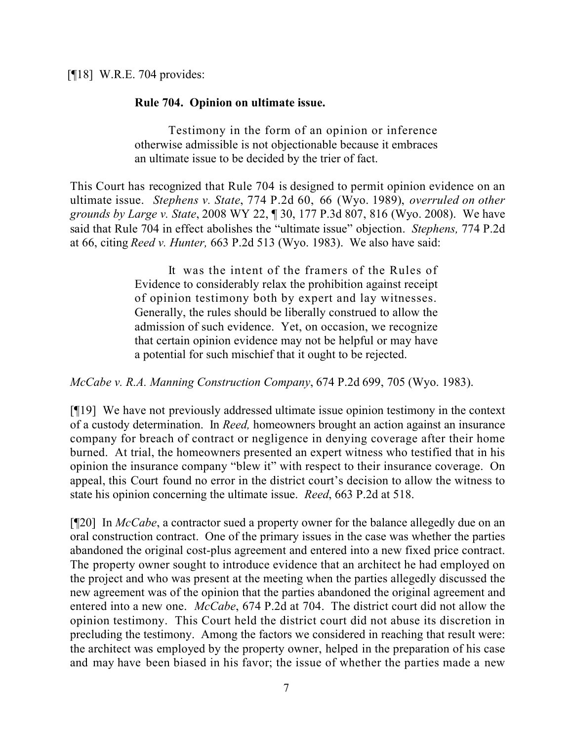[¶18] W.R.E. 704 provides:

> **Rule 704. Opinion on ultimate issue.**
>
> Testimony in the form of an opinion or inference otherwise admissible is not objectionable because it embraces an ultimate issue to be decided by the trier of fact.

This Court has recognized that Rule 704 is designed to permit opinion evidence on an ultimate issue. *Stephens v. State*, 774 P.2d 60, 66 (Wyo. 1989), *overruled on other grounds by Large v. State*, 2008 WY 22, ¶ 30, 177 P.3d 807, 816 (Wyo. 2008). We have said that Rule 704 in effect abolishes the "ultimate issue" objection. *Stephens,* 774 P.2d at 66, citing *Reed v. Hunter,* 663 P.2d 513 (Wyo. 1983). We also have said:

> It was the intent of the framers of the Rules of Evidence to considerably relax the prohibition against receipt of opinion testimony both by expert and lay witnesses. Generally, the rules should be liberally construed to allow the admission of such evidence. Yet, on occasion, we recognize that certain opinion evidence may not be helpful or may have a potential for such mischief that it ought to be rejected.

*McCabe v. R.A. Manning Construction Company*, 674 P.2d 699, 705 (Wyo. 1983).

[¶19] We have not previously addressed ultimate issue opinion testimony in the context of a custody determination. In *Reed,* homeowners brought an action against an insurance company for breach of contract or negligence in denying coverage after their home burned. At trial, the homeowners presented an expert witness who testified that in his opinion the insurance company "blew it" with respect to their insurance coverage. On appeal, this Court found no error in the district court's decision to allow the witness to state his opinion concerning the ultimate issue. *Reed*, 663 P.2d at 518.

[¶20] In *McCabe*, a contractor sued a property owner for the balance allegedly due on an oral construction contract. One of the primary issues in the case was whether the parties abandoned the original cost-plus agreement and entered into a new fixed price contract. The property owner sought to introduce evidence that an architect he had employed on the project and who was present at the meeting when the parties allegedly discussed the new agreement was of the opinion that the parties abandoned the original agreement and entered into a new one. *McCabe*, 674 P.2d at 704. The district court did not allow the opinion testimony. This Court held the district court did not abuse its discretion in precluding the testimony. Among the factors we considered in reaching that result were: the architect was employed by the property owner, helped in the preparation of his case and may have been biased in his favor; the issue of whether the parties made a new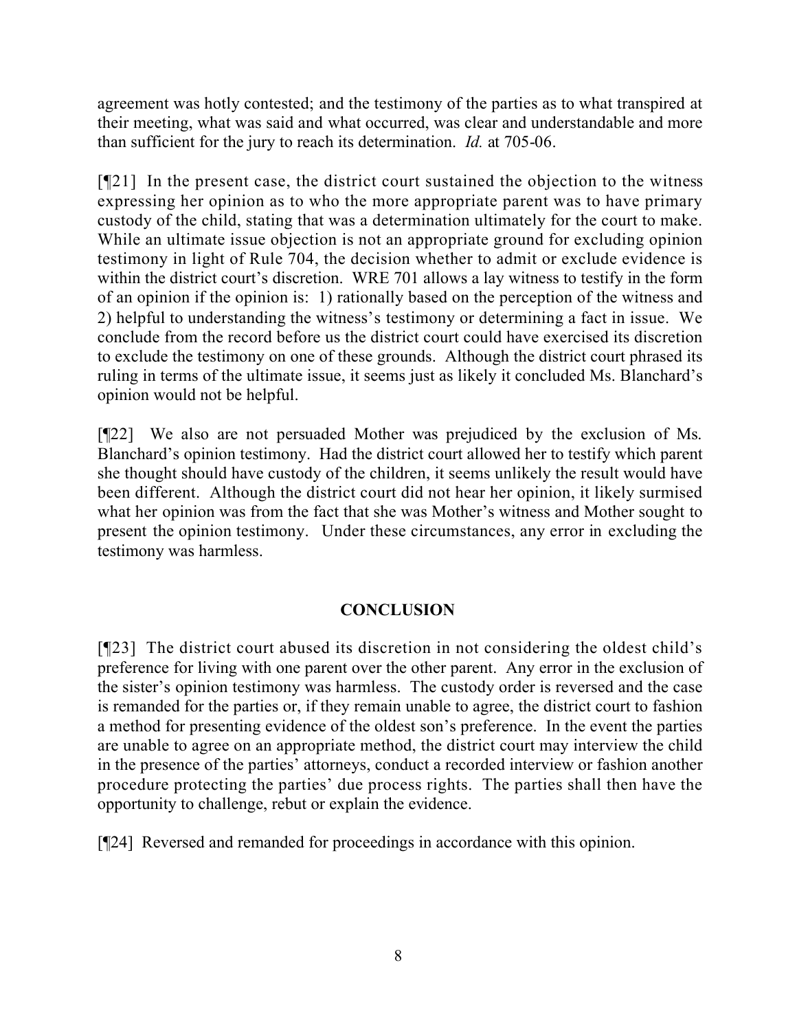agreement was hotly contested; and the testimony of the parties as to what transpired at their meeting, what was said and what occurred, was clear and understandable and more than sufficient for the jury to reach its determination. *Id.* at 705-06.

[¶21] In the present case, the district court sustained the objection to the witness expressing her opinion as to who the more appropriate parent was to have primary custody of the child, stating that was a determination ultimately for the court to make. While an ultimate issue objection is not an appropriate ground for excluding opinion testimony in light of Rule 704, the decision whether to admit or exclude evidence is within the district court's discretion. WRE 701 allows a lay witness to testify in the form of an opinion if the opinion is: 1) rationally based on the perception of the witness and 2) helpful to understanding the witness's testimony or determining a fact in issue. We conclude from the record before us the district court could have exercised its discretion to exclude the testimony on one of these grounds. Although the district court phrased its ruling in terms of the ultimate issue, it seems just as likely it concluded Ms. Blanchard's opinion would not be helpful.

[¶22] We also are not persuaded Mother was prejudiced by the exclusion of Ms. Blanchard's opinion testimony. Had the district court allowed her to testify which parent she thought should have custody of the children, it seems unlikely the result would have been different. Although the district court did not hear her opinion, it likely surmised what her opinion was from the fact that she was Mother's witness and Mother sought to present the opinion testimony. Under these circumstances, any error in excluding the testimony was harmless.

## CONCLUSION

[¶23] The district court abused its discretion in not considering the oldest child's preference for living with one parent over the other parent. Any error in the exclusion of the sister's opinion testimony was harmless. The custody order is reversed and the case is remanded for the parties or, if they remain unable to agree, the district court to fashion a method for presenting evidence of the oldest son's preference. In the event the parties are unable to agree on an appropriate method, the district court may interview the child in the presence of the parties' attorneys, conduct a recorded interview or fashion another procedure protecting the parties' due process rights. The parties shall then have the opportunity to challenge, rebut or explain the evidence.

[¶24] Reversed and remanded for proceedings in accordance with this opinion.